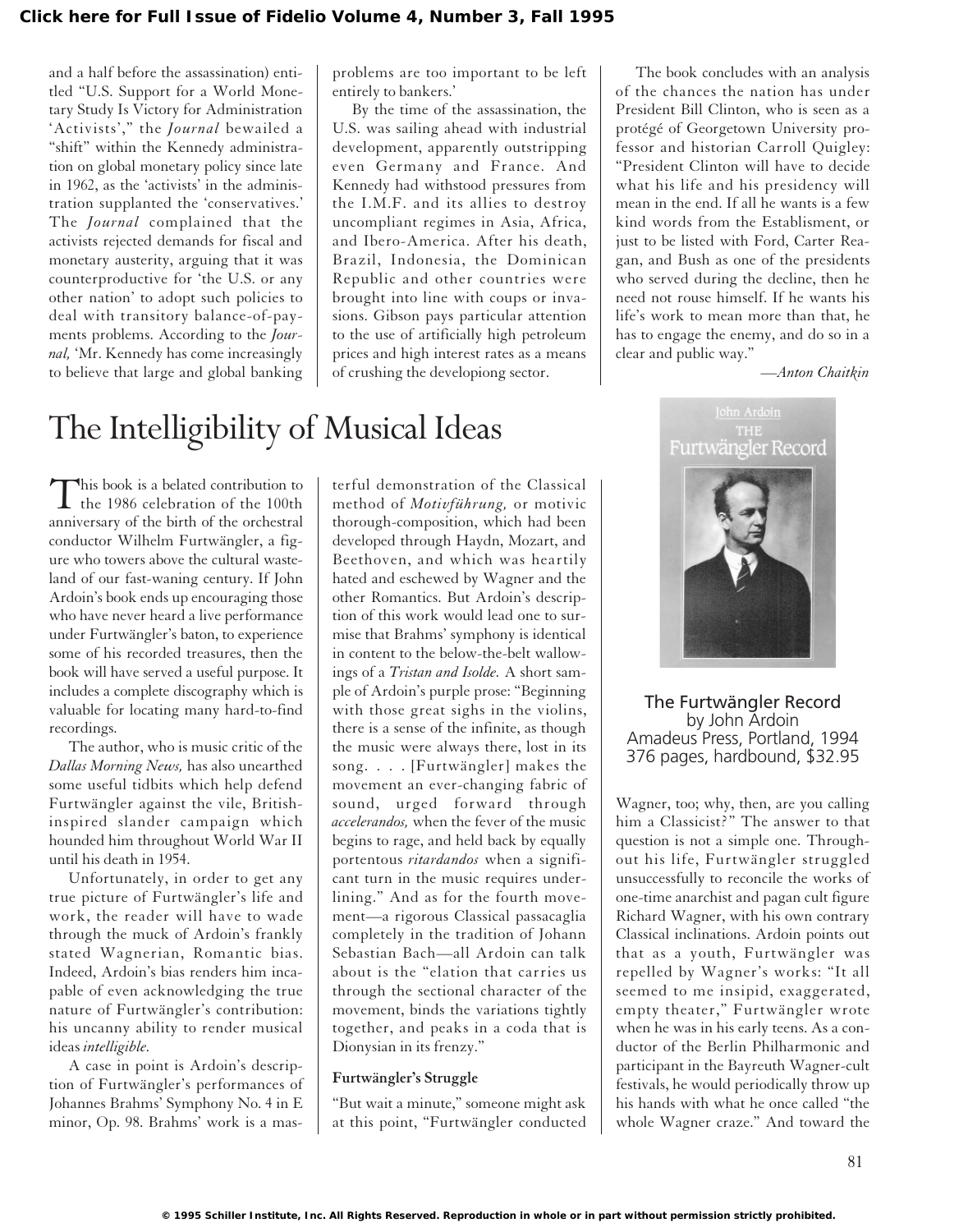and a half before the assassination) entitled "U.S. Support for a World Monetary Study Is Victory for Administration 'Activists'," the *Journal* bewailed a "shift" within the Kennedy administration on global monetary policy since late in 1962, as the 'activists' in the administration supplanted the 'conservatives.' The *Journal* complained that the activists rejected demands for fiscal and monetary austerity, arguing that it was counterproductive for 'the U.S. or any other nation' to adopt such policies to deal with transitory balance-of-payments problems. According to the *Journal,* 'Mr. Kennedy has come increasingly to believe that large and global banking problems are too important to be left entirely to bankers.'

By the time of the assassination, the U.S. was sailing ahead with industrial development, apparently outstripping even Germany and France. And Kennedy had withstood pressures from the I.M.F. and its allies to destroy uncompliant regimes in Asia, Africa, and Ibero-America. After his death, Brazil, Indonesia, the Dominican Republic and other countries were brought into line with coups or invasions. Gibson pays particular attention to the use of artificially high petroleum prices and high interest rates as a means of crushing the developiong sector.

The book concludes with an analysis of the chances the nation has under President Bill Clinton, who is seen as a protégé of Georgetown University professor and historian Carroll Quigley: "President Clinton will have to decide what his life and his presidency will mean in the end. If all he wants is a few kind words from the Establisment, or just to be listed with Ford, Carter Reagan, and Bush as one of the presidents who served during the decline, then he need not rouse himself. If he wants his life's work to mean more than that, he has to engage the enemy, and do so in a clear and public way."

—*Anton Chaitkin*

# The Intelligibility of Musical Ideas

**The Furtwängler Record**
by John Ardoin
Amadeus Press, Portland, 1994
376 pages, hardbound, $32.95

This book is a belated contribution to the 1986 celebration of the 100th anniversary of the birth of the orchestral conductor Wilhelm Furtwängler, a figure who towers above the cultural wasteland of our fast-waning century. If John Ardoin's book ends up encouraging those who have never heard a live performance under Furtwängler's baton, to experience some of his recorded treasures, then the book will have served a useful purpose. It includes a complete discography which is valuable for locating many hard-to-find recordings.

The author, who is music critic of the *Dallas Morning News,* has also unearthed some useful tidbits which help defend Furtwängler against the vile, British-inspired slander campaign which hounded him throughout World War II until his death in 1954.

Unfortunately, in order to get any true picture of Furtwängler's life and work, the reader will have to wade through the muck of Ardoin's frankly stated Wagnerian, Romantic bias. Indeed, Ardoin's bias renders him incapable of even acknowledging the true nature of Furtwängler's contribution: his uncanny ability to render musical ideas *intelligible.*

A case in point is Ardoin's description of Furtwängler's performances of Johannes Brahms' Symphony No. 4 in E minor, Op. 98. Brahms' work is a masterful demonstration of the Classical method of *Motivführung,* or motivic thorough-composition, which had been developed through Haydn, Mozart, and Beethoven, and which was heartily hated and eschewed by Wagner and the other Romantics. But Ardoin's description of this work would lead one to surmise that Brahms' symphony is identical in content to the below-the-belt wallowings of a *Tristan and Isolde.* A short sample of Ardoin's purple prose: "Beginning with those great sighs in the violins, there is a sense of the infinite, as though the music were always there, lost in its song. . . . [Furtwängler] makes the movement an ever-changing fabric of sound, urged forward through *accelerandos,* when the fever of the music begins to rage, and held back by equally portentous *ritardandos* when a significant turn in the music requires underlining." And as for the fourth movement—a rigorous Classical passacaglia completely in the tradition of Johann Sebastian Bach—all Ardoin can talk about is the "elation that carries us through the sectional character of the movement, binds the variations tightly together, and peaks in a coda that is Dionysian in its frenzy."

### Furtwängler's Struggle

"But wait a minute," someone might ask at this point, "Furtwängler conducted Wagner, too; why, then, are you calling him a Classicist?" The answer to that question is not a simple one. Throughout his life, Furtwängler struggled unsuccessfully to reconcile the works of one-time anarchist and pagan cult figure Richard Wagner, with his own contrary Classical inclinations. Ardoin points out that as a youth, Furtwängler was repelled by Wagner's works: "It all seemed to me insipid, exaggerated, empty theater," Furtwängler wrote when he was in his early teens. As a conductor of the Berlin Philharmonic and participant in the Bayreuth Wagner-cult festivals, he would periodically throw up his hands with what he once called "the whole Wagner craze." And toward the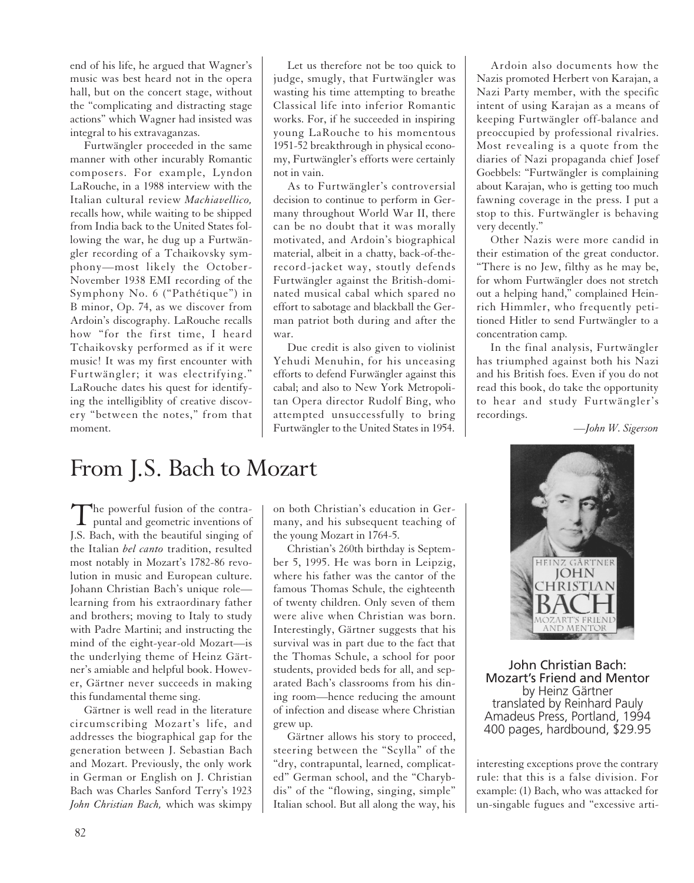end of his life, he argued that Wagner's music was best heard not in the opera hall, but on the concert stage, without the "complicating and distracting stage actions" which Wagner had insisted was integral to his extravaganzas.

Furtwängler proceeded in the same manner with other incurably Romantic composers. For example, Lyndon LaRouche, in a 1988 interview with the Italian cultural review *Machiavellico,* recalls how, while waiting to be shipped from India back to the United States following the war, he dug up a Furtwängler recording of a Tchaikovsky symphony—most likely the October-November 1938 EMI recording of the Symphony No. 6 ("Pathétique") in B minor, Op. 74, as we discover from Ardoin's discography. LaRouche recalls how "for the first time, I heard Tchaikovsky performed as if it were music! It was my first encounter with Furtwängler; it was electrifying." LaRouche dates his quest for identifying the intelligiblity of creative discovery "between the notes," from that moment.

Let us therefore not be too quick to judge, smugly, that Furtwängler was wasting his time attempting to breathe Classical life into inferior Romantic works. For, if he succeeded in inspiring young LaRouche to his momentous 1951-52 breakthrough in physical economy, Furtwängler's efforts were certainly not in vain.

As to Furtwängler's controversial decision to continue to perform in Germany throughout World War II, there can be no doubt that it was morally motivated, and Ardoin's biographical material, albeit in a chatty, back-of-the-record-jacket way, stoutly defends Furtwängler against the British-dominated musical cabal which spared no effort to sabotage and blackball the German patriot both during and after the war.

Due credit is also given to violinist Yehudi Menuhin, for his unceasing efforts to defend Furwängler against this cabal; and also to New York Metropolitan Opera director Rudolf Bing, who attempted unsuccessfully to bring Furtwängler to the United States in 1954.

Ardoin also documents how the Nazis promoted Herbert von Karajan, a Nazi Party member, with the specific intent of using Karajan as a means of keeping Furtwängler off-balance and preoccupied by professional rivalries. Most revealing is a quote from the diaries of Nazi propaganda chief Josef Goebbels: "Furtwängler is complaining about Karajan, who is getting too much fawning coverage in the press. I put a stop to this. Furtwängler is behaving very decently."

Other Nazis were more candid in their estimation of the great conductor. "There is no Jew, filthy as he may be, for whom Furtwängler does not stretch out a helping hand," complained Heinrich Himmler, who frequently petitioned Hitler to send Furtwängler to a concentration camp.

In the final analysis, Furtwängler has triumphed against both his Nazi and his British foes. Even if you do not read this book, do take the opportunity to hear and study Furtwängler's recordings.

*—John W. Sigerson*

# From J.S. Bach to Mozart

**John Christian Bach: Mozart's Friend and Mentor**
by Heinz Gärtner
translated by Reinhard Pauly
Amadeus Press, Portland, 1994
400 pages, hardbound, $29.95

The powerful fusion of the contrapuntal and geometric inventions of J.S. Bach, with the beautiful singing of the Italian *bel canto* tradition, resulted most notably in Mozart's 1782-86 revolution in music and European culture. Johann Christian Bach's unique role—learning from his extraordinary father and brothers; moving to Italy to study with Padre Martini; and instructing the mind of the eight-year-old Mozart—is the underlying theme of Heinz Gärtner's amiable and helpful book. However, Gärtner never succeeds in making this fundamental theme sing.

Gärtner is well read in the literature circumscribing Mozart's life, and addresses the biographical gap for the generation between J. Sebastian Bach and Mozart. Previously, the only work in German or English on J. Christian Bach was Charles Sanford Terry's 1923 *John Christian Bach,* which was skimpy on both Christian's education in Germany, and his subsequent teaching of the young Mozart in 1764-5.

Christian's 260th birthday is September 5, 1995. He was born in Leipzig, where his father was the cantor of the famous Thomas Schule, the eighteenth of twenty children. Only seven of them were alive when Christian was born. Interestingly, Gärtner suggests that his survival was in part due to the fact that the Thomas Schule, a school for poor students, provided beds for all, and separated Bach's classrooms from his dining room—hence reducing the amount of infection and disease where Christian grew up.

Gärtner allows his story to proceed, steering between the "Scylla" of the "dry, contrapuntal, learned, complicated" German school, and the "Charybdis" of the "flowing, singing, simple" Italian school. But all along the way, his interesting exceptions prove the contrary rule: that this is a false division. For example: (1) Bach, who was attacked for un-singable fugues and "excessive arti-